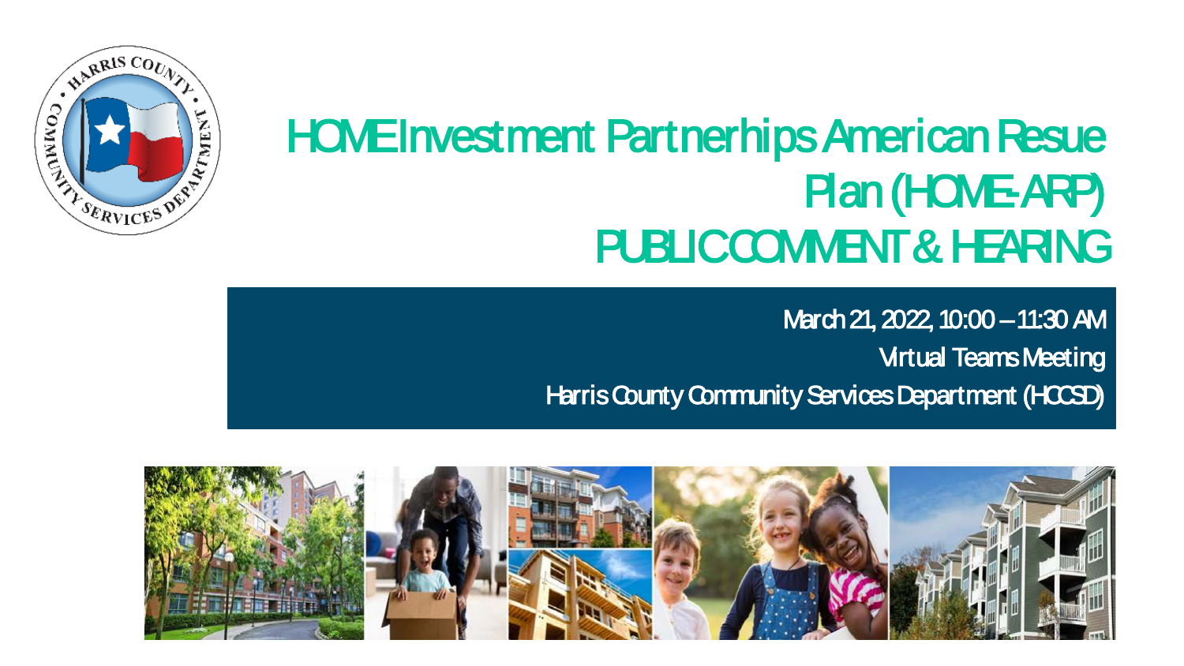# HOME Investment Partnerhips American Resue Plan (HOME-ARP) PUBLIC COMMENT & HEARING

March 21, 2022, 10:00 – 11:30 AM

Virtual Teams Meeting

Harris County Community Services Department (HCCSD)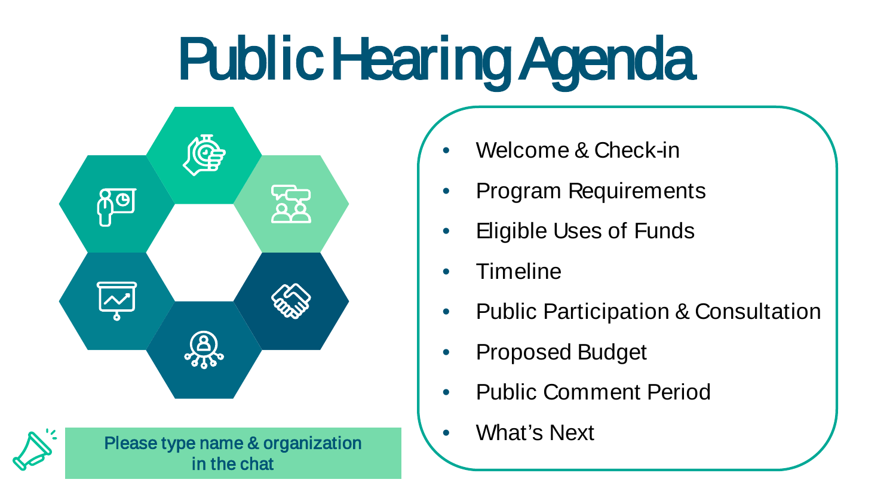# Public Hearing Agenda

- Welcome & Check-in
- Program Requirements
- Eligible Uses of Funds
- Timeline
- Public Participation & Consultation
- Proposed Budget
- Public Comment Period
- What's Next

Please type name & organization in the chat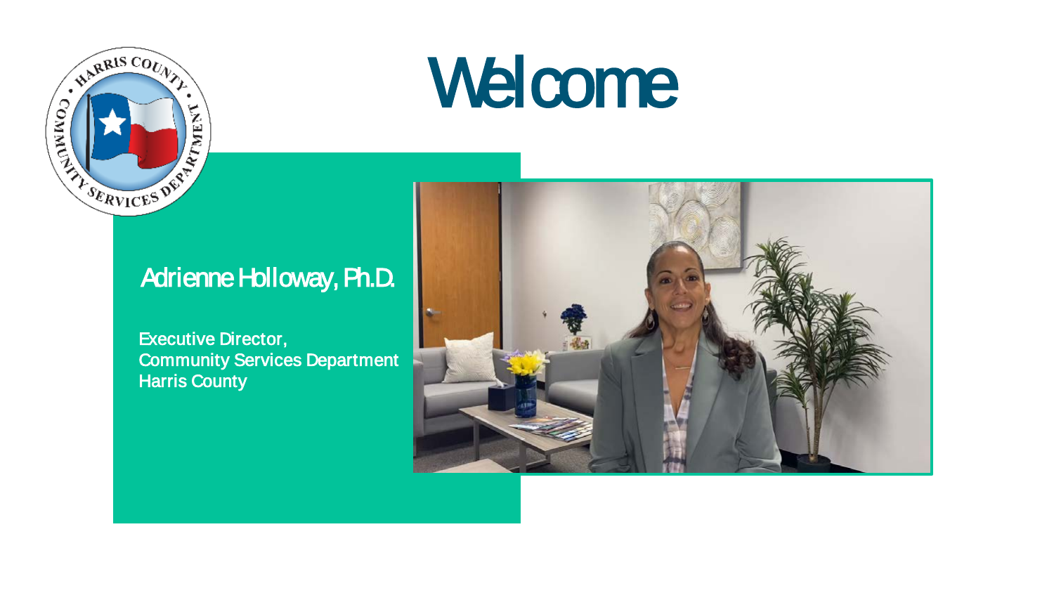# Welcome

## Adrienne Holloway, Ph.D.

Executive Director,
Community Services Department
Harris County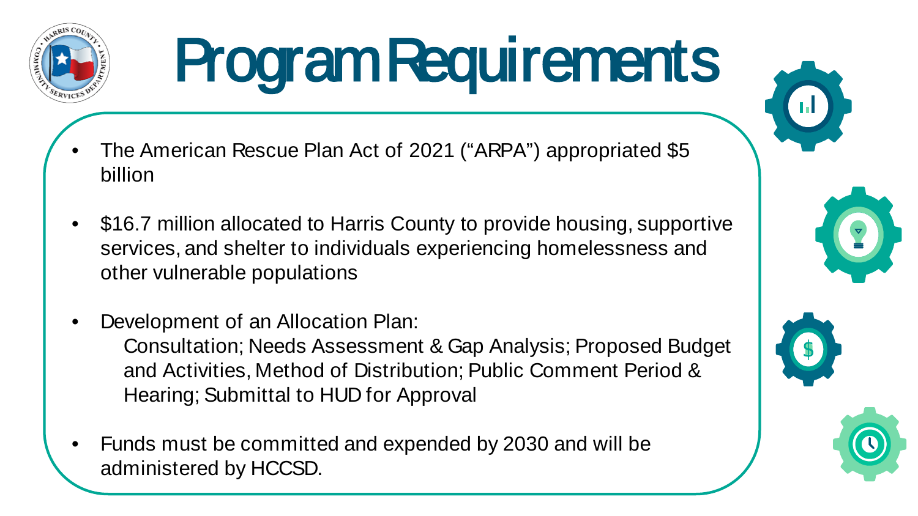# Program Requirements

- The American Rescue Plan Act of 2021 ("ARPA") appropriated $5 billion
- $16.7 million allocated to Harris County to provide housing, supportive services, and shelter to individuals experiencing homelessness and other vulnerable populations
- Development of an Allocation Plan:
  Consultation; Needs Assessment & Gap Analysis; Proposed Budget and Activities, Method of Distribution; Public Comment Period & Hearing; Submittal to HUD for Approval
- Funds must be committed and expended by 2030 and will be administered by HCCSD.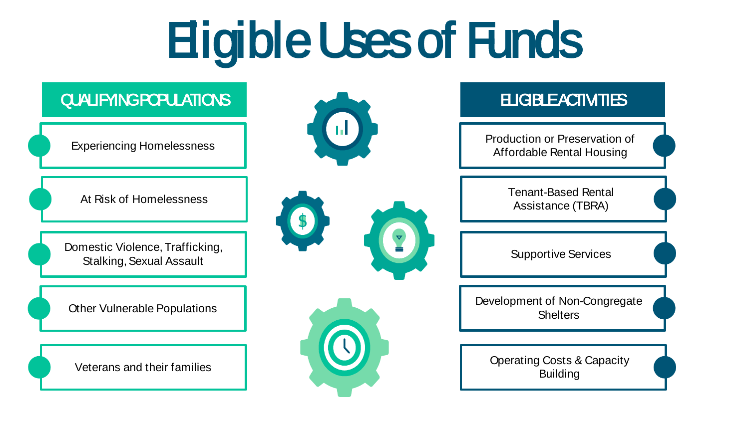# Eligible Uses of Funds

## QUALIFYING POPULATIONS

- Experiencing Homelessness
- At Risk of Homelessness
- Domestic Violence, Trafficking, Stalking, Sexual Assault
- Other Vulnerable Populations
- Veterans and their families

## ELIGIBLE ACTIVITIES

- Production or Preservation of Affordable Rental Housing
- Tenant-Based Rental Assistance (TBRA)
- Supportive Services
- Development of Non-Congregate Shelters
- Operating Costs & Capacity Building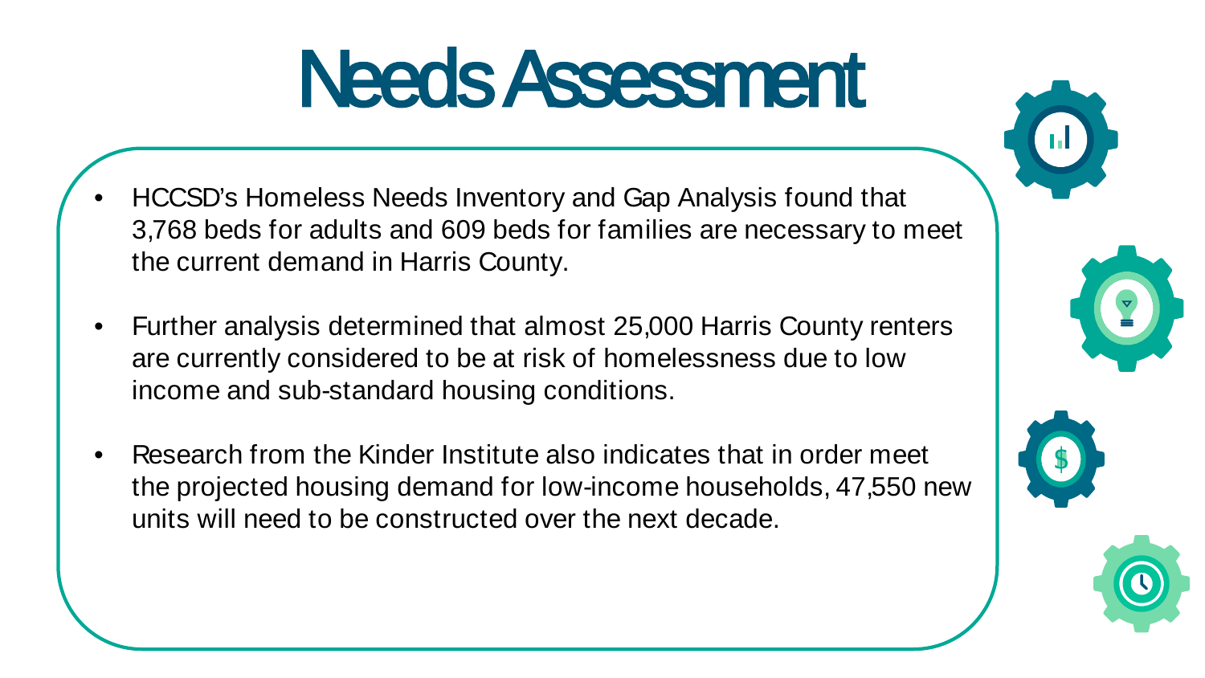# Needs Assessment

- HCCSD's Homeless Needs Inventory and Gap Analysis found that 3,768 beds for adults and 609 beds for families are necessary to meet the current demand in Harris County.
- Further analysis determined that almost 25,000 Harris County renters are currently considered to be at risk of homelessness due to low income and sub-standard housing conditions.
- Research from the Kinder Institute also indicates that in order meet the projected housing demand for low-income households, 47,550 new units will need to be constructed over the next decade.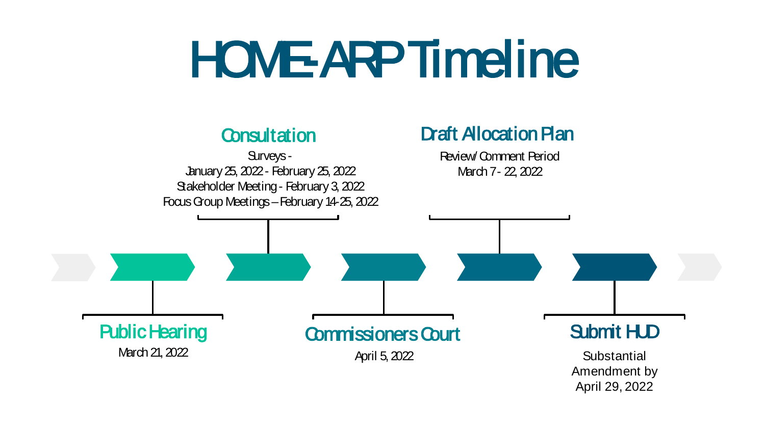# HOME-ARP Timeline

## Public Hearing

March 21, 2022

## Consultation

Surveys - January 25, 2022 - February 25, 2022

Stakeholder Meeting - February 3, 2022

Focus Group Meetings – February 14-25, 2022

## Commissioners Court

April 5, 2022

## Draft Allocation Plan

Review/Comment Period March 7 - 22, 2022

## Submit HUD

Substantial Amendment by April 29, 2022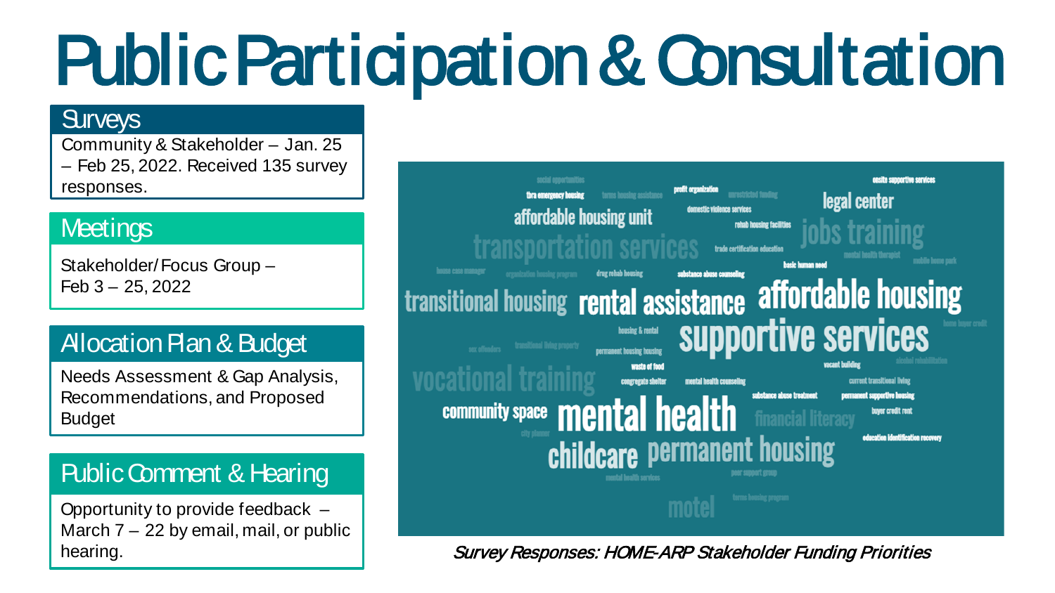# Public Participation & Consultation

## Surveys

Community & Stakeholder – Jan. 25 – Feb 25, 2022. Received 135 survey responses.

## Meetings

Stakeholder/Focus Group – Feb 3 – 25, 2022

## Allocation Plan & Budget

Needs Assessment & Gap Analysis, Recommendations, and Proposed Budget

## Public Comment & Hearing

Opportunity to provide feedback – March 7 – 22 by email, mail, or public hearing.

*Survey Responses: HOME-ARP Stakeholder Funding Priorities*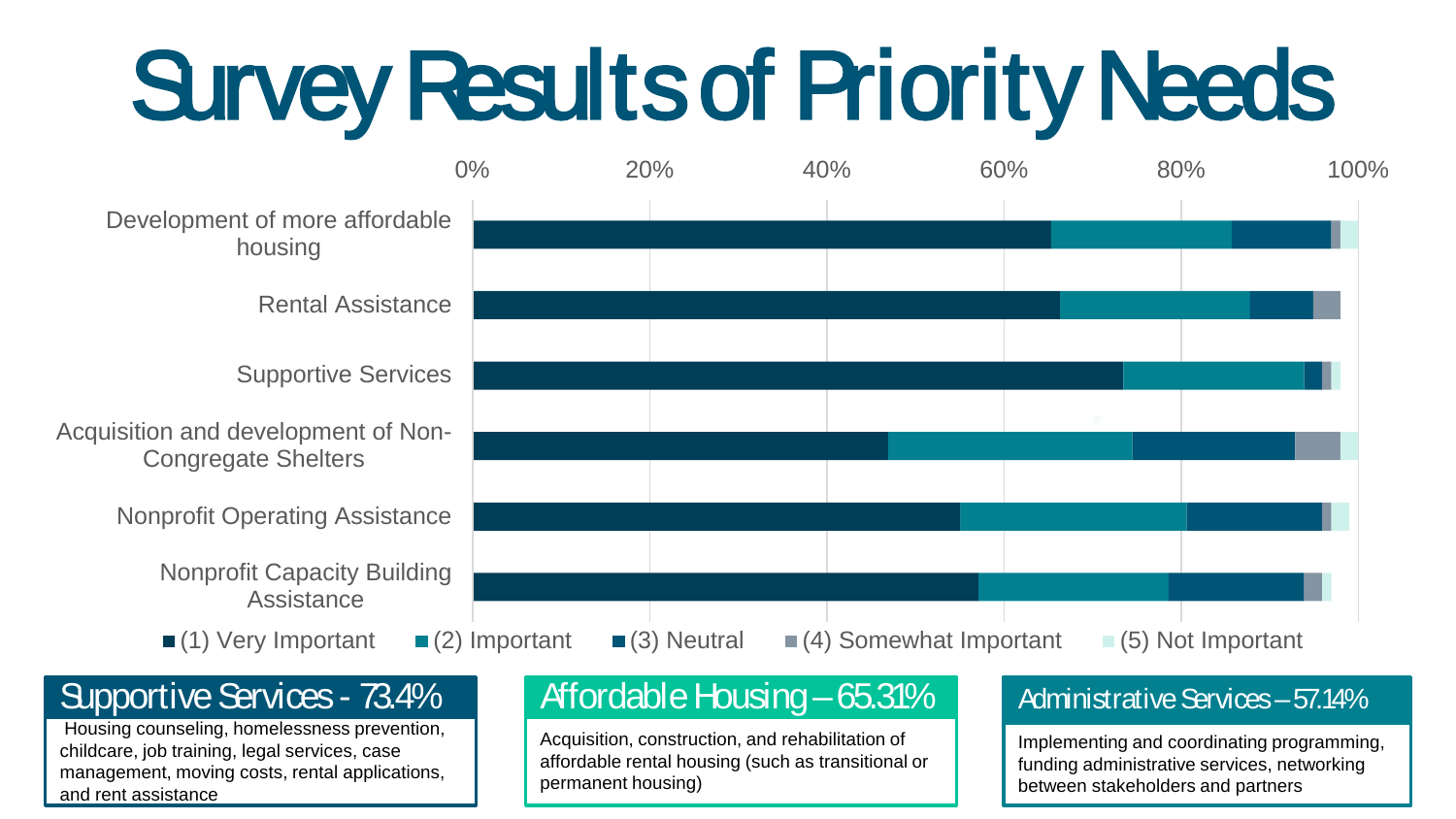# Survey Results of Priority Needs

0% 20% 40% 60% 80% 100%

Development of more affordable housing

Rental Assistance

Supportive Services

Acquisition and development of Non-Congregate Shelters

Nonprofit Operating Assistance

Nonprofit Capacity Building Assistance

(1) Very Important | (2) Important | (3) Neutral | (4) Somewhat Important | (5) Not Important

## Supportive Services - 73.4%

Housing counseling, homelessness prevention, childcare, job training, legal services, case management, moving costs, rental applications, and rent assistance

## Affordable Housing – 65.31%

Acquisition, construction, and rehabilitation of affordable rental housing (such as transitional or permanent housing)

## Administrative Services – 57.14%

Implementing and coordinating programming, funding administrative services, networking between stakeholders and partners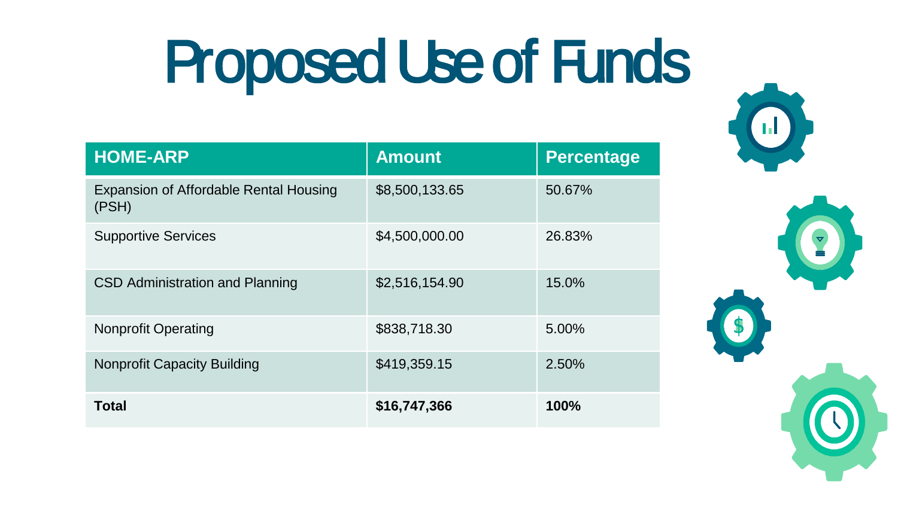# Proposed Use of Funds

| HOME-ARP | Amount | Percentage |
| --- | --- | --- |
| Expansion of Affordable Rental Housing (PSH) | $8,500,133.65 | 50.67% |
| Supportive Services | $4,500,000.00 | 26.83% |
| CSD Administration and Planning | $2,516,154.90 | 15.0% |
| Nonprofit Operating | $838,718.30 | 5.00% |
| Nonprofit Capacity Building | $419,359.15 | 2.50% |
| **Total** | **$16,747,366** | **100%** |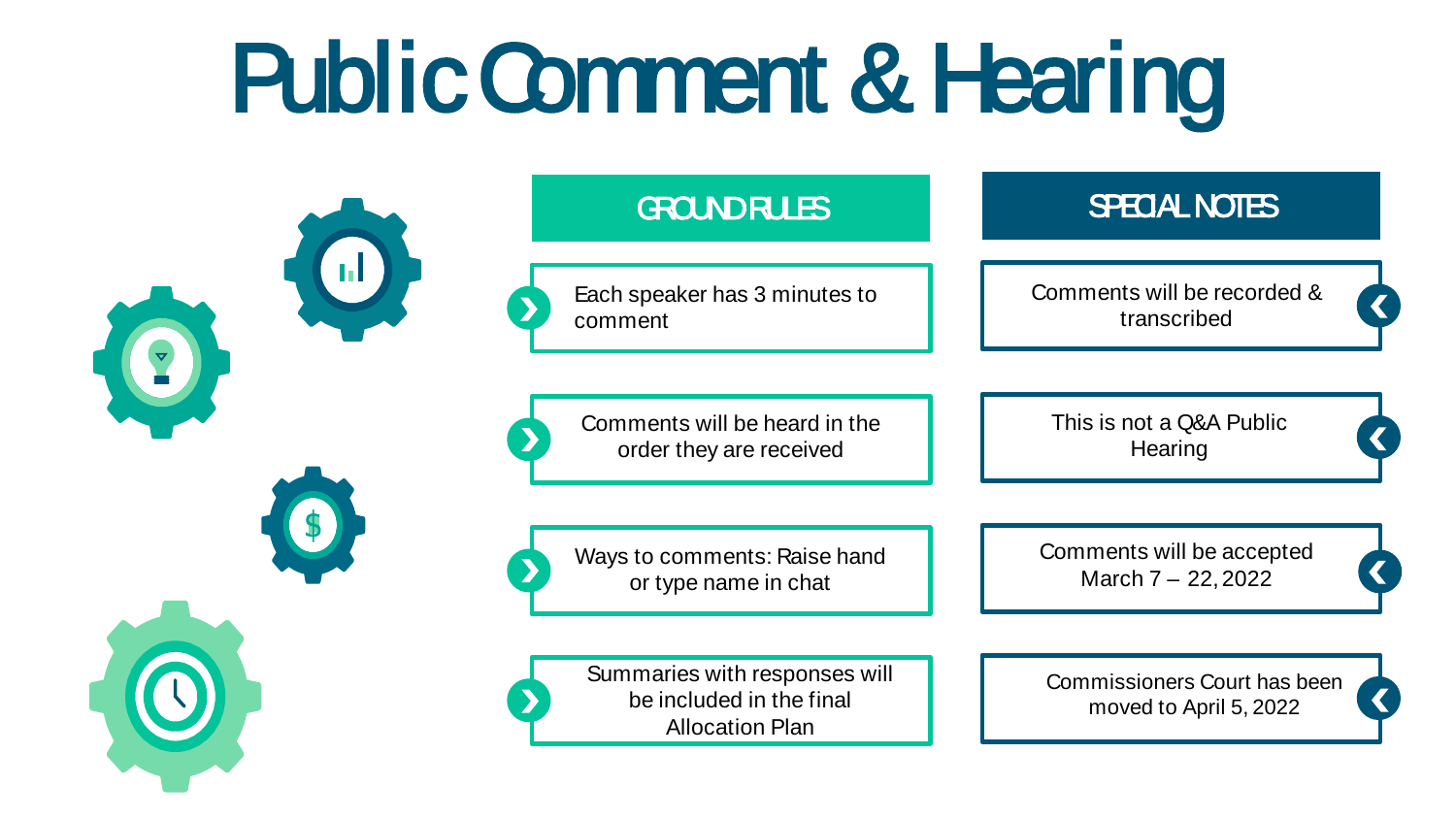# Public Comment & Hearing

## GROUND RULES

- Each speaker has 3 minutes to comment
- Comments will be heard in the order they are received
- Ways to comments: Raise hand or type name in chat
- Summaries with responses will be included in the final Allocation Plan

## SPECIAL NOTES

- Comments will be recorded & transcribed
- This is not a Q&A Public Hearing
- Comments will be accepted March 7 – 22, 2022
- Commissioners Court has been moved to April 5, 2022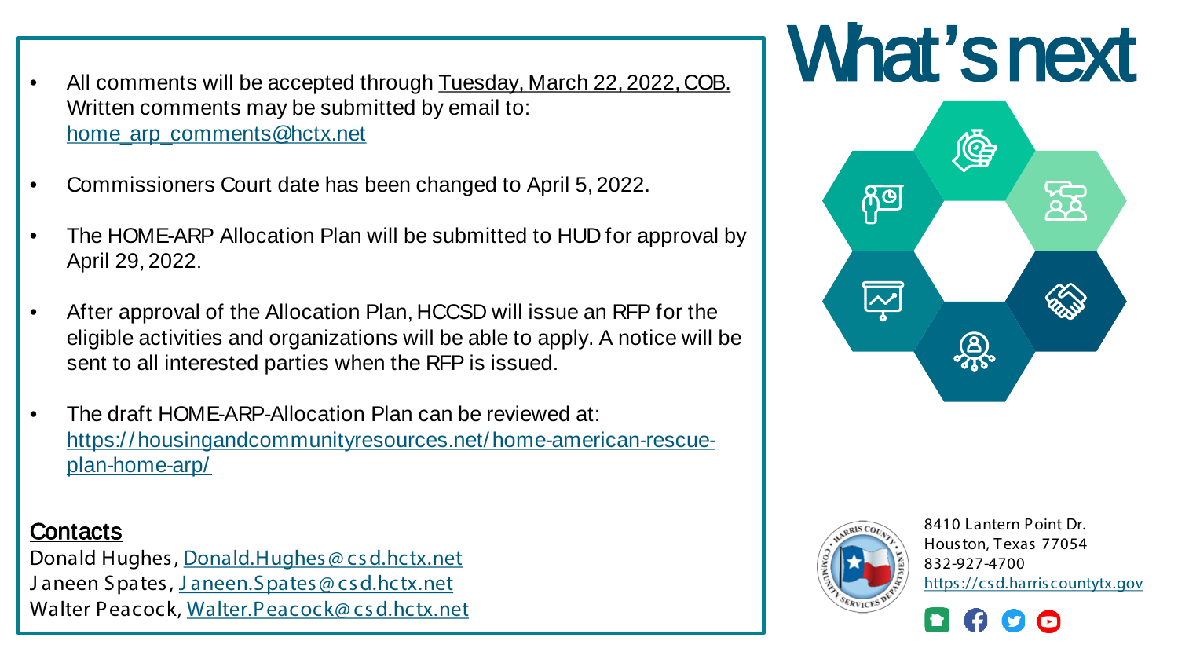# What's next

- All comments will be accepted through Tuesday, March 22, 2022, COB. Written comments may be submitted by email to: home_arp_comments@hctx.net
- Commissioners Court date has been changed to April 5, 2022.
- The HOME-ARP Allocation Plan will be submitted to HUD for approval by April 29, 2022.
- After approval of the Allocation Plan, HCCSD will issue an RFP for the eligible activities and organizations will be able to apply. A notice will be sent to all interested parties when the RFP is issued.
- The draft HOME-ARP-Allocation Plan can be reviewed at: https://housingandcommunityresources.net/home-american-rescue-plan-home-arp/

## Contacts

Donald Hughes, Donald.Hughes@csd.hctx.net
Janeen Spates, Janeen.Spates@csd.hctx.net
Walter Peacock, Walter.Peacock@csd.hctx.net

8410 Lantern Point Dr.
Houston, Texas 77054
832-927-4700
https://csd.harriscountytx.gov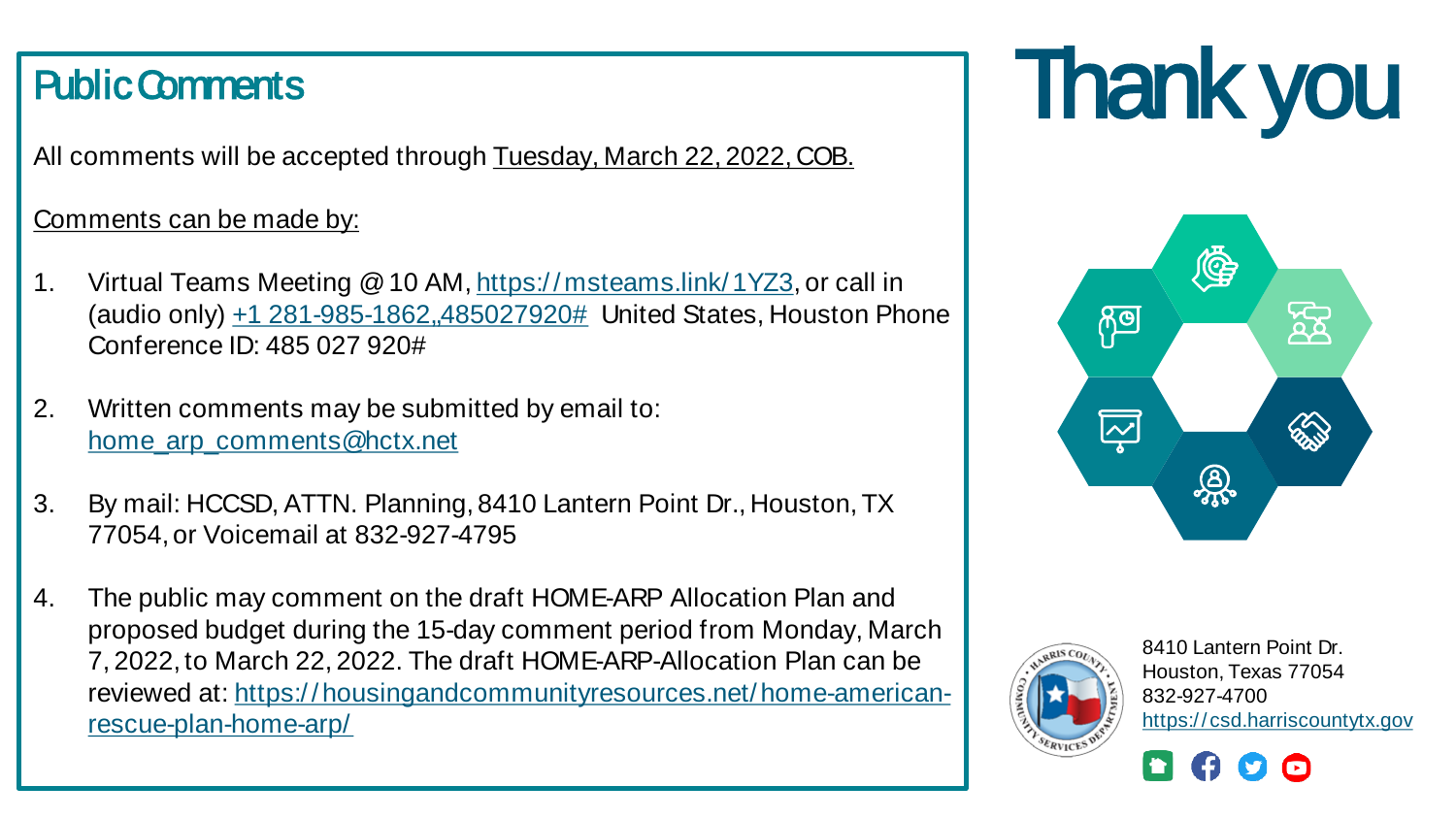## Public Comments

All comments will be accepted through Tuesday, March 22, 2022, COB.

Comments can be made by:

1. Virtual Teams Meeting @ 10 AM, https://msteams.link/1YZ3, or call in (audio only) +1 281-985-1862,,485027920# United States, Houston Phone Conference ID: 485 027 920#

2. Written comments may be submitted by email to: home_arp_comments@hctx.net

3. By mail: HCCSD, ATTN. Planning, 8410 Lantern Point Dr., Houston, TX 77054, or Voicemail at 832-927-4795

4. The public may comment on the draft HOME-ARP Allocation Plan and proposed budget during the 15-day comment period from Monday, March 7, 2022, to March 22, 2022. The draft HOME-ARP-Allocation Plan can be reviewed at: https://housingandcommunityresources.net/home-american-rescue-plan-home-arp/

# Thank you

8410 Lantern Point Dr.
Houston, Texas 77054
832-927-4700
https://csd.harriscountytx.gov